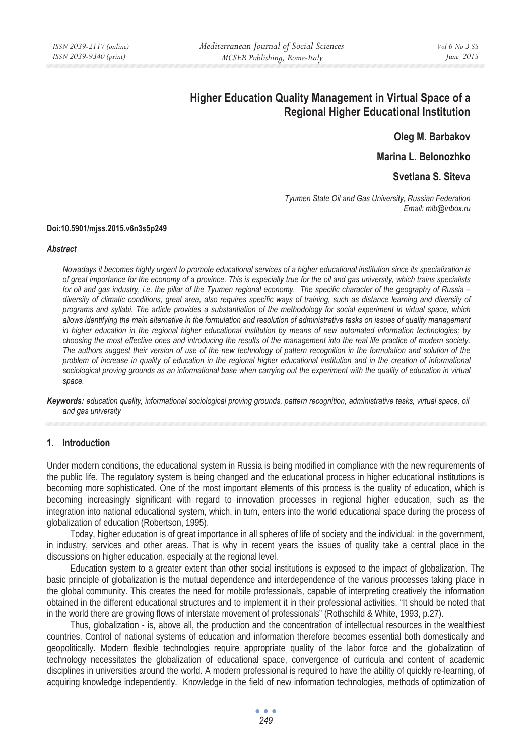# Higher Education Quality Management in Virtual Space of a Regional Higher Educational Institution

**Oleg M. Barbakov**

**Marina L. Belonozhko**

**Svetlana S. Siteva**

*Tyumen State Oil and Gas University, Russian Federation*
*Email: mlb@inbox.ru*

**Doi:10.5901/mjss.2015.v6n3s5p249**

***Abstract***

*Nowadays it becomes highly urgent to promote educational services of a higher educational institution since its specialization is of great importance for the economy of a province. This is especially true for the oil and gas university, which trains specialists for oil and gas industry, i.e. the pillar of the Tyumen regional economy. The specific character of the geography of Russia – diversity of climatic conditions, great area, also requires specific ways of training, such as distance learning and diversity of programs and syllabi. The article provides a substantiation of the methodology for social experiment in virtual space, which allows identifying the main alternative in the formulation and resolution of administrative tasks on issues of quality management in higher education in the regional higher educational institution by means of new automated information technologies; by choosing the most effective ones and introducing the results of the management into the real life practice of modern society. The authors suggest their version of use of the new technology of pattern recognition in the formulation and solution of the problem of increase in quality of education in the regional higher educational institution and in the creation of informational sociological proving grounds as an informational base when carrying out the experiment with the quality of education in virtual space.*

***Keywords:*** *education quality, informational sociological proving grounds, pattern recognition, administrative tasks, virtual space, oil and gas university*

## 1. Introduction

Under modern conditions, the educational system in Russia is being modified in compliance with the new requirements of the public life. The regulatory system is being changed and the educational process in higher educational institutions is becoming more sophisticated. One of the most important elements of this process is the quality of education, which is becoming increasingly significant with regard to innovation processes in regional higher education, such as the integration into national educational system, which, in turn, enters into the world educational space during the process of globalization of education (Robertson, 1995).

Today, higher education is of great importance in all spheres of life of society and the individual: in the government, in industry, services and other areas. That is why in recent years the issues of quality take a central place in the discussions on higher education, especially at the regional level.

Education system to a greater extent than other social institutions is exposed to the impact of globalization. The basic principle of globalization is the mutual dependence and interdependence of the various processes taking place in the global community. This creates the need for mobile professionals, capable of interpreting creatively the information obtained in the different educational structures and to implement it in their professional activities. "It should be noted that in the world there are growing flows of interstate movement of professionals" (Rothschild & White, 1993, p.27).

Thus, globalization - is, above all, the production and the concentration of intellectual resources in the wealthiest countries. Control of national systems of education and information therefore becomes essential both domestically and geopolitically. Modern flexible technologies require appropriate quality of the labor force and the globalization of technology necessitates the globalization of educational space, convergence of curricula and content of academic disciplines in universities around the world. A modern professional is required to have the ability of quickly re-learning, of acquiring knowledge independently. Knowledge in the field of new information technologies, methods of optimization of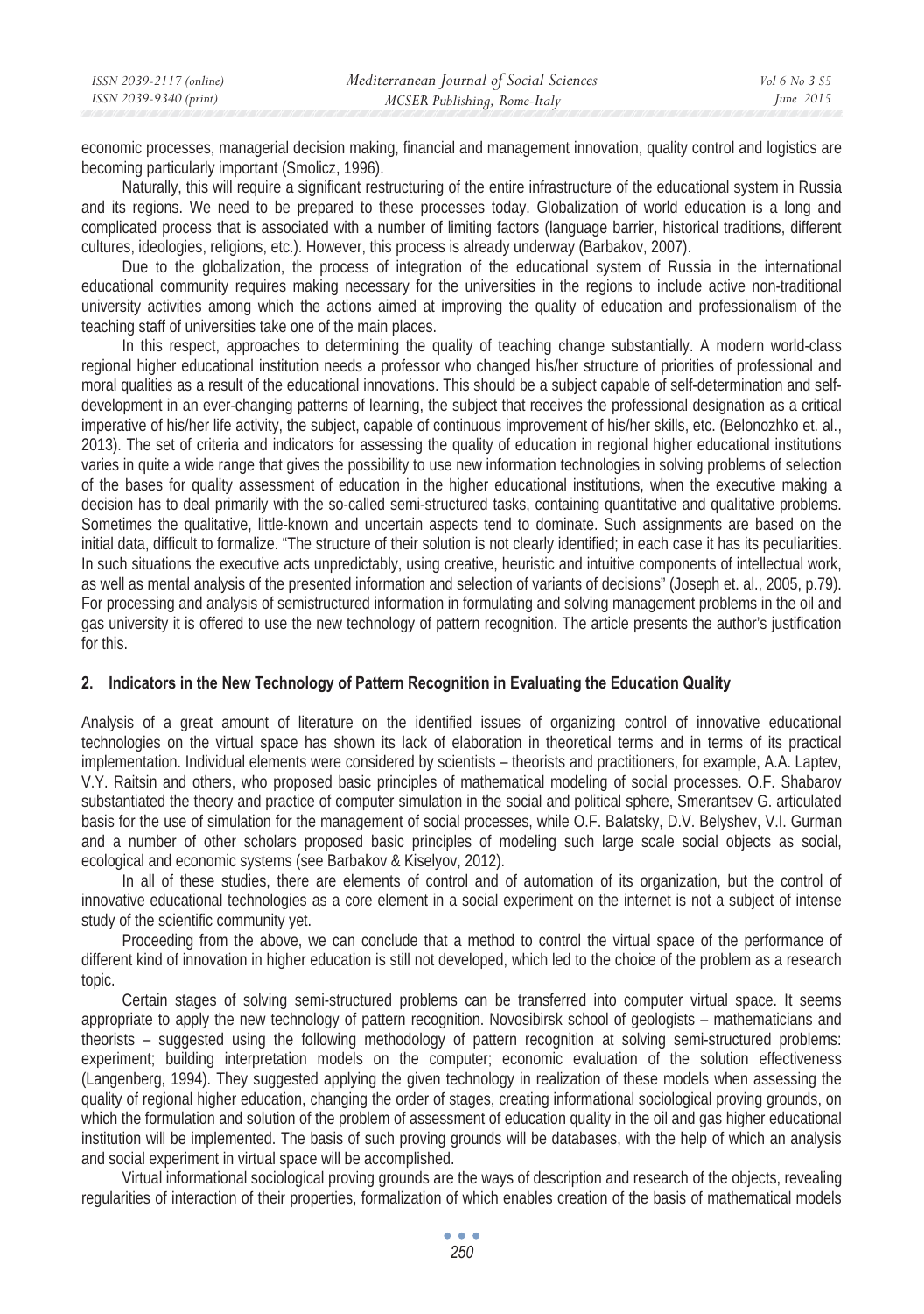economic processes, managerial decision making, financial and management innovation, quality control and logistics are becoming particularly important (Smolicz, 1996).

Naturally, this will require a significant restructuring of the entire infrastructure of the educational system in Russia and its regions. We need to be prepared to these processes today. Globalization of world education is a long and complicated process that is associated with a number of limiting factors (language barrier, historical traditions, different cultures, ideologies, religions, etc.). However, this process is already underway (Barbakov, 2007).

Due to the globalization, the process of integration of the educational system of Russia in the international educational community requires making necessary for the universities in the regions to include active non-traditional university activities among which the actions aimed at improving the quality of education and professionalism of the teaching staff of universities take one of the main places.

In this respect, approaches to determining the quality of teaching change substantially. A modern world-class regional higher educational institution needs a professor who changed his/her structure of priorities of professional and moral qualities as a result of the educational innovations. This should be a subject capable of self-determination and self-development in an ever-changing patterns of learning, the subject that receives the professional designation as a critical imperative of his/her life activity, the subject, capable of continuous improvement of his/her skills, etc. (Belonozhko et. al., 2013). The set of criteria and indicators for assessing the quality of education in regional higher educational institutions varies in quite a wide range that gives the possibility to use new information technologies in solving problems of selection of the bases for quality assessment of education in the higher educational institutions, when the executive making a decision has to deal primarily with the so-called semi-structured tasks, containing quantitative and qualitative problems. Sometimes the qualitative, little-known and uncertain aspects tend to dominate. Such assignments are based on the initial data, difficult to formalize. "The structure of their solution is not clearly identified; in each case it has its peculiarities. In such situations the executive acts unpredictably, using creative, heuristic and intuitive components of intellectual work, as well as mental analysis of the presented information and selection of variants of decisions" (Joseph et. al., 2005, p.79). For processing and analysis of semistructured information in formulating and solving management problems in the oil and gas university it is offered to use the new technology of pattern recognition. The article presents the author's justification for this.

## 2. Indicators in the New Technology of Pattern Recognition in Evaluating the Education Quality

Analysis of a great amount of literature on the identified issues of organizing control of innovative educational technologies on the virtual space has shown its lack of elaboration in theoretical terms and in terms of its practical implementation. Individual elements were considered by scientists – theorists and practitioners, for example, A.A. Laptev, V.Y. Raitsin and others, who proposed basic principles of mathematical modeling of social processes. O.F. Shabarov substantiated the theory and practice of computer simulation in the social and political sphere, Smerantsev G. articulated basis for the use of simulation for the management of social processes, while O.F. Balatsky, D.V. Belyshev, V.I. Gurman and a number of other scholars proposed basic principles of modeling such large scale social objects as social, ecological and economic systems (see Barbakov & Kiselyov, 2012).

In all of these studies, there are elements of control and of automation of its organization, but the control of innovative educational technologies as a core element in a social experiment on the internet is not a subject of intense study of the scientific community yet.

Proceeding from the above, we can conclude that a method to control the virtual space of the performance of different kind of innovation in higher education is still not developed, which led to the choice of the problem as a research topic.

Certain stages of solving semi-structured problems can be transferred into computer virtual space. It seems appropriate to apply the new technology of pattern recognition. Novosibirsk school of geologists – mathematicians and theorists – suggested using the following methodology of pattern recognition at solving semi-structured problems: experiment; building interpretation models on the computer; economic evaluation of the solution effectiveness (Langenberg, 1994). They suggested applying the given technology in realization of these models when assessing the quality of regional higher education, changing the order of stages, creating informational sociological proving grounds, on which the formulation and solution of the problem of assessment of education quality in the oil and gas higher educational institution will be implemented. The basis of such proving grounds will be databases, with the help of which an analysis and social experiment in virtual space will be accomplished.

Virtual informational sociological proving grounds are the ways of description and research of the objects, revealing regularities of interaction of their properties, formalization of which enables creation of the basis of mathematical models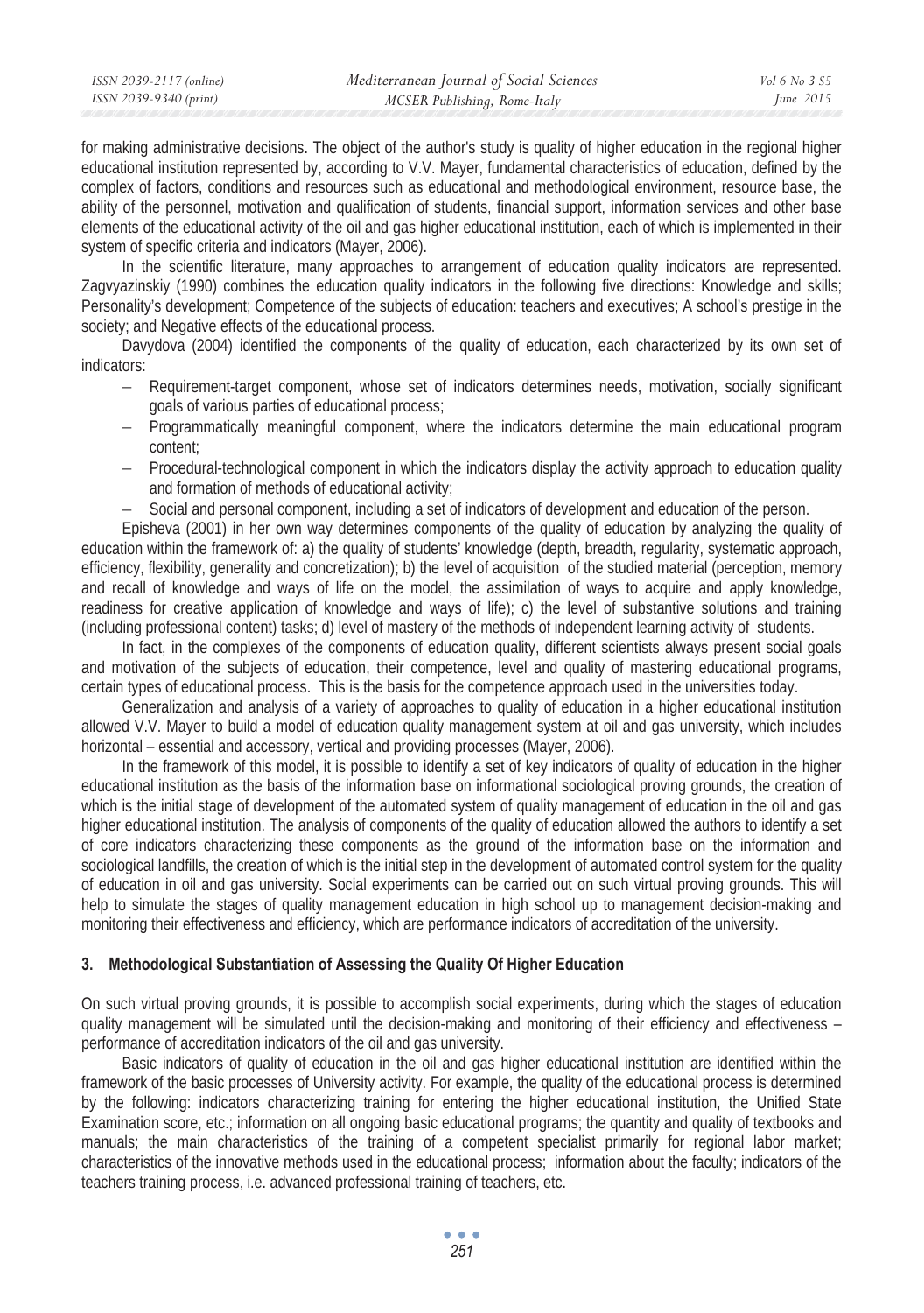for making administrative decisions. The object of the author's study is quality of higher education in the regional higher educational institution represented by, according to V.V. Mayer, fundamental characteristics of education, defined by the complex of factors, conditions and resources such as educational and methodological environment, resource base, the ability of the personnel, motivation and qualification of students, financial support, information services and other base elements of the educational activity of the oil and gas higher educational institution, each of which is implemented in their system of specific criteria and indicators (Mayer, 2006).

In the scientific literature, many approaches to arrangement of education quality indicators are represented. Zagvyazinskiy (1990) combines the education quality indicators in the following five directions: Knowledge and skills; Personality's development; Competence of the subjects of education: teachers and executives; A school's prestige in the society; and Negative effects of the educational process.

Davydova (2004) identified the components of the quality of education, each characterized by its own set of indicators:

- Requirement-target component, whose set of indicators determines needs, motivation, socially significant goals of various parties of educational process;
- Programmatically meaningful component, where the indicators determine the main educational program content;
- Procedural-technological component in which the indicators display the activity approach to education quality and formation of methods of educational activity;
- Social and personal component, including a set of indicators of development and education of the person.

Episheva (2001) in her own way determines components of the quality of education by analyzing the quality of education within the framework of: a) the quality of students' knowledge (depth, breadth, regularity, systematic approach, efficiency, flexibility, generality and concretization); b) the level of acquisition of the studied material (perception, memory and recall of knowledge and ways of life on the model, the assimilation of ways to acquire and apply knowledge, readiness for creative application of knowledge and ways of life); c) the level of substantive solutions and training (including professional content) tasks; d) level of mastery of the methods of independent learning activity of students.

In fact, in the complexes of the components of education quality, different scientists always present social goals and motivation of the subjects of education, their competence, level and quality of mastering educational programs, certain types of educational process. This is the basis for the competence approach used in the universities today.

Generalization and analysis of a variety of approaches to quality of education in a higher educational institution allowed V.V. Mayer to build a model of education quality management system at oil and gas university, which includes horizontal – essential and accessory, vertical and providing processes (Mayer, 2006).

In the framework of this model, it is possible to identify a set of key indicators of quality of education in the higher educational institution as the basis of the information base on informational sociological proving grounds, the creation of which is the initial stage of development of the automated system of quality management of education in the oil and gas higher educational institution. The analysis of components of the quality of education allowed the authors to identify a set of core indicators characterizing these components as the ground of the information base on the information and sociological landfills, the creation of which is the initial step in the development of automated control system for the quality of education in oil and gas university. Social experiments can be carried out on such virtual proving grounds. This will help to simulate the stages of quality management education in high school up to management decision-making and monitoring their effectiveness and efficiency, which are performance indicators of accreditation of the university.

## 3. Methodological Substantiation of Assessing the Quality Of Higher Education

On such virtual proving grounds, it is possible to accomplish social experiments, during which the stages of education quality management will be simulated until the decision-making and monitoring of their efficiency and effectiveness – performance of accreditation indicators of the oil and gas university.

Basic indicators of quality of education in the oil and gas higher educational institution are identified within the framework of the basic processes of University activity. For example, the quality of the educational process is determined by the following: indicators characterizing training for entering the higher educational institution, the Unified State Examination score, etc.; information on all ongoing basic educational programs; the quantity and quality of textbooks and manuals; the main characteristics of the training of a competent specialist primarily for regional labor market; characteristics of the innovative methods used in the educational process; information about the faculty; indicators of the teachers training process, i.e. advanced professional training of teachers, etc.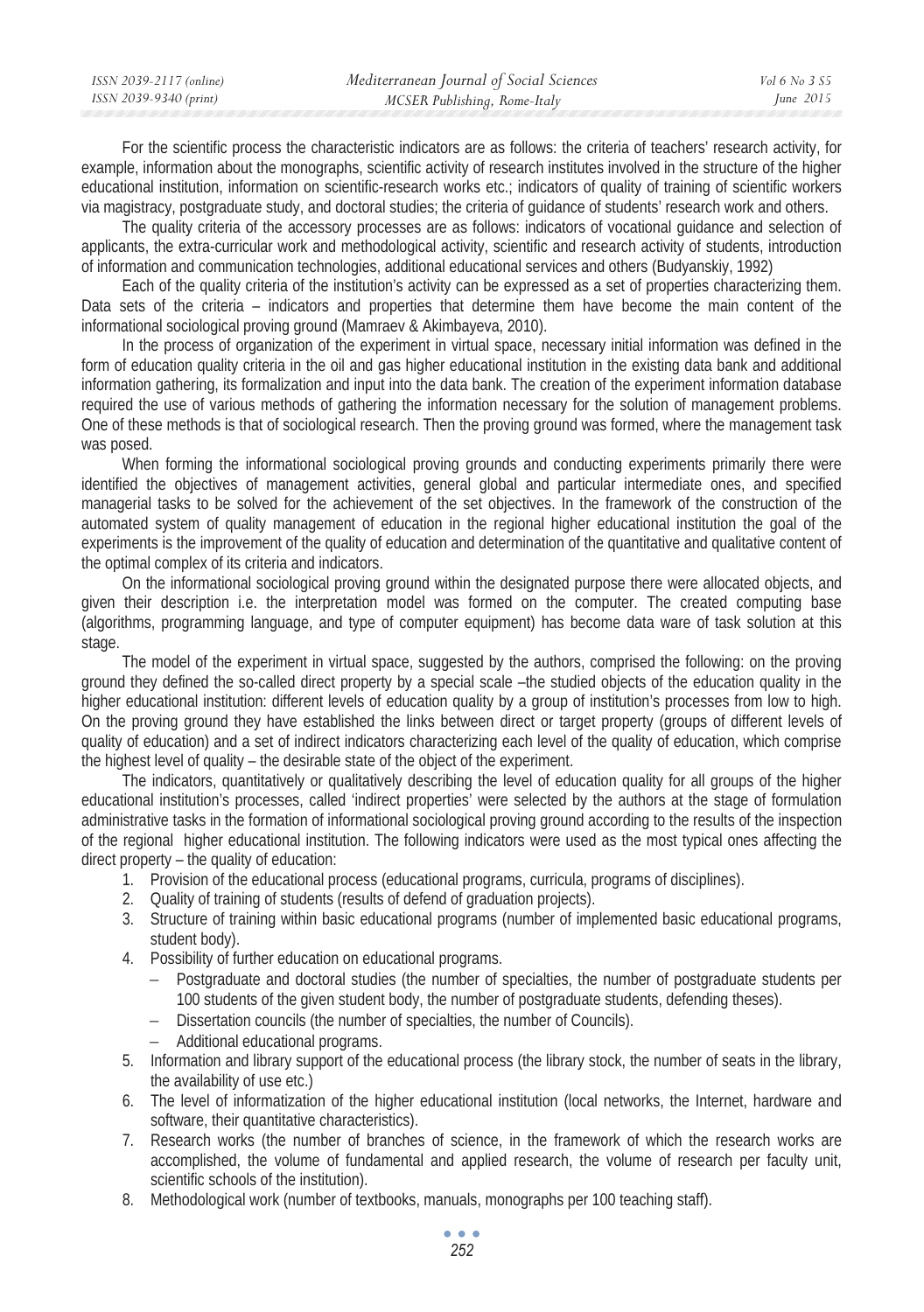For the scientific process the characteristic indicators are as follows: the criteria of teachers' research activity, for example, information about the monographs, scientific activity of research institutes involved in the structure of the higher educational institution, information on scientific-research works etc.; indicators of quality of training of scientific workers via magistracy, postgraduate study, and doctoral studies; the criteria of guidance of students' research work and others.

The quality criteria of the accessory processes are as follows: indicators of vocational guidance and selection of applicants, the extra-curricular work and methodological activity, scientific and research activity of students, introduction of information and communication technologies, additional educational services and others (Budyanskiy, 1992)

Each of the quality criteria of the institution's activity can be expressed as a set of properties characterizing them. Data sets of the criteria – indicators and properties that determine them have become the main content of the informational sociological proving ground (Mamraev & Akimbayeva, 2010).

In the process of organization of the experiment in virtual space, necessary initial information was defined in the form of education quality criteria in the oil and gas higher educational institution in the existing data bank and additional information gathering, its formalization and input into the data bank. The creation of the experiment information database required the use of various methods of gathering the information necessary for the solution of management problems. One of these methods is that of sociological research. Then the proving ground was formed, where the management task was posed.

When forming the informational sociological proving grounds and conducting experiments primarily there were identified the objectives of management activities, general global and particular intermediate ones, and specified managerial tasks to be solved for the achievement of the set objectives. In the framework of the construction of the automated system of quality management of education in the regional higher educational institution the goal of the experiments is the improvement of the quality of education and determination of the quantitative and qualitative content of the optimal complex of its criteria and indicators.

On the informational sociological proving ground within the designated purpose there were allocated objects, and given their description i.e. the interpretation model was formed on the computer. The created computing base (algorithms, programming language, and type of computer equipment) has become data ware of task solution at this stage.

The model of the experiment in virtual space, suggested by the authors, comprised the following: on the proving ground they defined the so-called direct property by a special scale –the studied objects of the education quality in the higher educational institution: different levels of education quality by a group of institution's processes from low to high. On the proving ground they have established the links between direct or target property (groups of different levels of quality of education) and a set of indirect indicators characterizing each level of the quality of education, which comprise the highest level of quality – the desirable state of the object of the experiment.

The indicators, quantitatively or qualitatively describing the level of education quality for all groups of the higher educational institution's processes, called 'indirect properties' were selected by the authors at the stage of formulation administrative tasks in the formation of informational sociological proving ground according to the results of the inspection of the regional higher educational institution. The following indicators were used as the most typical ones affecting the direct property – the quality of education:

1. Provision of the educational process (educational programs, curricula, programs of disciplines).
2. Quality of training of students (results of defend of graduation projects).
3. Structure of training within basic educational programs (number of implemented basic educational programs, student body).
4. Possibility of further education on educational programs.
   - Postgraduate and doctoral studies (the number of specialties, the number of postgraduate students per 100 students of the given student body, the number of postgraduate students, defending theses).
   - Dissertation councils (the number of specialties, the number of Councils).
   - Additional educational programs.
5. Information and library support of the educational process (the library stock, the number of seats in the library, the availability of use etc.)
6. The level of informatization of the higher educational institution (local networks, the Internet, hardware and software, their quantitative characteristics).
7. Research works (the number of branches of science, in the framework of which the research works are accomplished, the volume of fundamental and applied research, the volume of research per faculty unit, scientific schools of the institution).
8. Methodological work (number of textbooks, manuals, monographs per 100 teaching staff).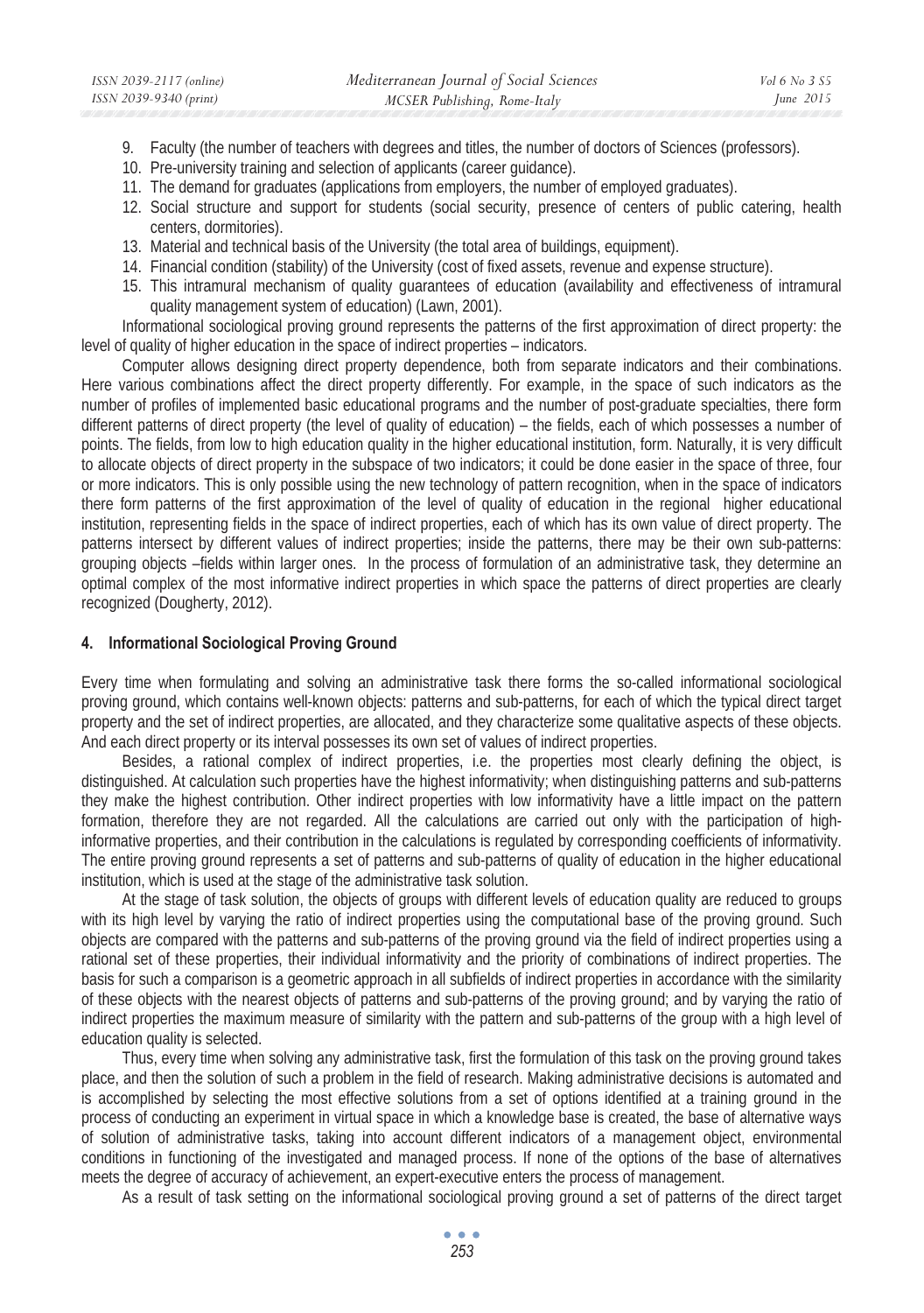9. Faculty (the number of teachers with degrees and titles, the number of doctors of Sciences (professors).
10. Pre-university training and selection of applicants (career guidance).
11. The demand for graduates (applications from employers, the number of employed graduates).
12. Social structure and support for students (social security, presence of centers of public catering, health centers, dormitories).
13. Material and technical basis of the University (the total area of buildings, equipment).
14. Financial condition (stability) of the University (cost of fixed assets, revenue and expense structure).
15. This intramural mechanism of quality guarantees of education (availability and effectiveness of intramural quality management system of education) (Lawn, 2001).

Informational sociological proving ground represents the patterns of the first approximation of direct property: the level of quality of higher education in the space of indirect properties – indicators.

Computer allows designing direct property dependence, both from separate indicators and their combinations. Here various combinations affect the direct property differently. For example, in the space of such indicators as the number of profiles of implemented basic educational programs and the number of post-graduate specialties, there form different patterns of direct property (the level of quality of education) – the fields, each of which possesses a number of points. The fields, from low to high education quality in the higher educational institution, form. Naturally, it is very difficult to allocate objects of direct property in the subspace of two indicators; it could be done easier in the space of three, four or more indicators. This is only possible using the new technology of pattern recognition, when in the space of indicators there form patterns of the first approximation of the level of quality of education in the regional higher educational institution, representing fields in the space of indirect properties, each of which has its own value of direct property. The patterns intersect by different values of indirect properties; inside the patterns, there may be their own sub-patterns: grouping objects –fields within larger ones. In the process of formulation of an administrative task, they determine an optimal complex of the most informative indirect properties in which space the patterns of direct properties are clearly recognized (Dougherty, 2012).

## 4. Informational Sociological Proving Ground

Every time when formulating and solving an administrative task there forms the so-called informational sociological proving ground, which contains well-known objects: patterns and sub-patterns, for each of which the typical direct target property and the set of indirect properties, are allocated, and they characterize some qualitative aspects of these objects. And each direct property or its interval possesses its own set of values of indirect properties.

Besides, a rational complex of indirect properties, i.e. the properties most clearly defining the object, is distinguished. At calculation such properties have the highest informativity; when distinguishing patterns and sub-patterns they make the highest contribution. Other indirect properties with low informativity have a little impact on the pattern formation, therefore they are not regarded. All the calculations are carried out only with the participation of high-informative properties, and their contribution in the calculations is regulated by corresponding coefficients of informativity. The entire proving ground represents a set of patterns and sub-patterns of quality of education in the higher educational institution, which is used at the stage of the administrative task solution.

At the stage of task solution, the objects of groups with different levels of education quality are reduced to groups with its high level by varying the ratio of indirect properties using the computational base of the proving ground. Such objects are compared with the patterns and sub-patterns of the proving ground via the field of indirect properties using a rational set of these properties, their individual informativity and the priority of combinations of indirect properties. The basis for such a comparison is a geometric approach in all subfields of indirect properties in accordance with the similarity of these objects with the nearest objects of patterns and sub-patterns of the proving ground; and by varying the ratio of indirect properties the maximum measure of similarity with the pattern and sub-patterns of the group with a high level of education quality is selected.

Thus, every time when solving any administrative task, first the formulation of this task on the proving ground takes place, and then the solution of such a problem in the field of research. Making administrative decisions is automated and is accomplished by selecting the most effective solutions from a set of options identified at a training ground in the process of conducting an experiment in virtual space in which a knowledge base is created, the base of alternative ways of solution of administrative tasks, taking into account different indicators of a management object, environmental conditions in functioning of the investigated and managed process. If none of the options of the base of alternatives meets the degree of accuracy of achievement, an expert-executive enters the process of management.

As a result of task setting on the informational sociological proving ground a set of patterns of the direct target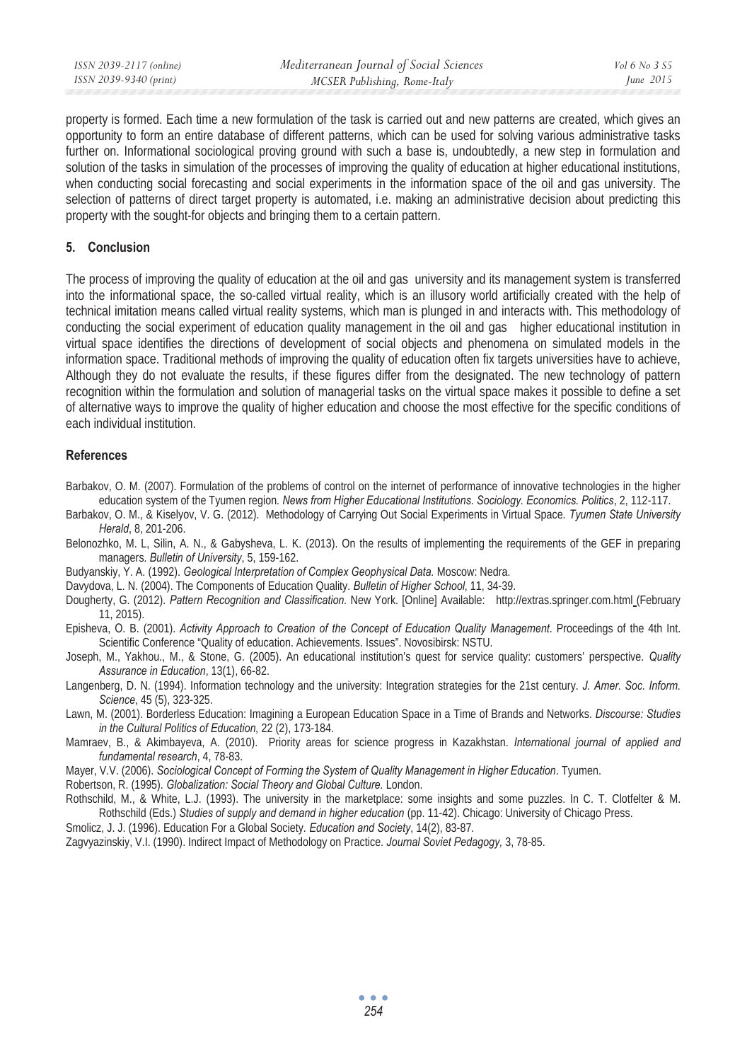property is formed. Each time a new formulation of the task is carried out and new patterns are created, which gives an opportunity to form an entire database of different patterns, which can be used for solving various administrative tasks further on. Informational sociological proving ground with such a base is, undoubtedly, a new step in formulation and solution of the tasks in simulation of the processes of improving the quality of education at higher educational institutions, when conducting social forecasting and social experiments in the information space of the oil and gas university. The selection of patterns of direct target property is automated, i.e. making an administrative decision about predicting this property with the sought-for objects and bringing them to a certain pattern.

## 5. Conclusion

The process of improving the quality of education at the oil and gas university and its management system is transferred into the informational space, the so-called virtual reality, which is an illusory world artificially created with the help of technical imitation means called virtual reality systems, which man is plunged in and interacts with. This methodology of conducting the social experiment of education quality management in the oil and gas higher educational institution in virtual space identifies the directions of development of social objects and phenomena on simulated models in the information space. Traditional methods of improving the quality of education often fix targets universities have to achieve, Although they do not evaluate the results, if these figures differ from the designated. The new technology of pattern recognition within the formulation and solution of managerial tasks on the virtual space makes it possible to define a set of alternative ways to improve the quality of higher education and choose the most effective for the specific conditions of each individual institution.

## References

Barbakov, O. M. (2007). Formulation of the problems of control on the internet of performance of innovative technologies in the higher education system of the Tyumen region. *News from Higher Educational Institutions. Sociology. Economics. Politics*, 2, 112-117.

Barbakov, O. M., & Kiselyov, V. G. (2012). Methodology of Carrying Out Social Experiments in Virtual Space. *Tyumen State University Herald*, 8, 201-206.

Belonozhko, M. L, Silin, A. N., & Gabysheva, L. K. (2013). On the results of implementing the requirements of the GEF in preparing managers. *Bulletin of University*, 5, 159-162.

Budyanskiy, Y. A. (1992). *Geological Interpretation of Complex Geophysical Data.* Moscow: Nedra.

Davydova, L. N. (2004). The Components of Education Quality. *Bulletin of Higher School*, 11, 34-39.

Dougherty, G. (2012). *Pattern Recognition and Classification.* New York. [Online] Available: http://extras.springer.com.html (February 11, 2015).

Episheva, O. B. (2001). *Activity Approach to Creation of the Concept of Education Quality Management*. Proceedings of the 4th Int. Scientific Conference "Quality of education. Achievements. Issues". Novosibirsk: NSTU.

Joseph, M., Yakhou., M., & Stone, G. (2005). An educational institution's quest for service quality: customers' perspective. *Quality Assurance in Education*, 13(1), 66-82.

Langenberg, D. N. (1994). Information technology and the university: Integration strategies for the 21st century. *J. Amer. Soc. Inform. Science*, 45 (5), 323-325.

Lawn, M. (2001). Borderless Education: Imagining a European Education Space in a Time of Brands and Networks. *Discourse: Studies in the Cultural Politics of Education,* 22 (2), 173-184.

Mamraev, B., & Akimbayeva, A. (2010). Priority areas for science progress in Kazakhstan. *International journal of applied and fundamental research*, 4, 78-83.

Mayer, V.V. (2006). *Sociological Concept of Forming the System of Quality Management in Higher Education*. Tyumen.

Robertson, R. (1995). *Globalization: Social Theory and Global Culture.* London.

Rothschild, M., & White, L.J. (1993). The university in the marketplace: some insights and some puzzles. In C. T. Clotfelter & M. Rothschild (Eds.) *Studies of supply and demand in higher education* (pp. 11-42). Chicago: University of Chicago Press.

Smolicz, J. J. (1996). Education For a Global Society. *Education and Society*, 14(2), 83-87.

Zagvyazinskiy, V.I. (1990). Indirect Impact of Methodology on Practice. *Journal Soviet Pedagogy,* 3, 78-85.